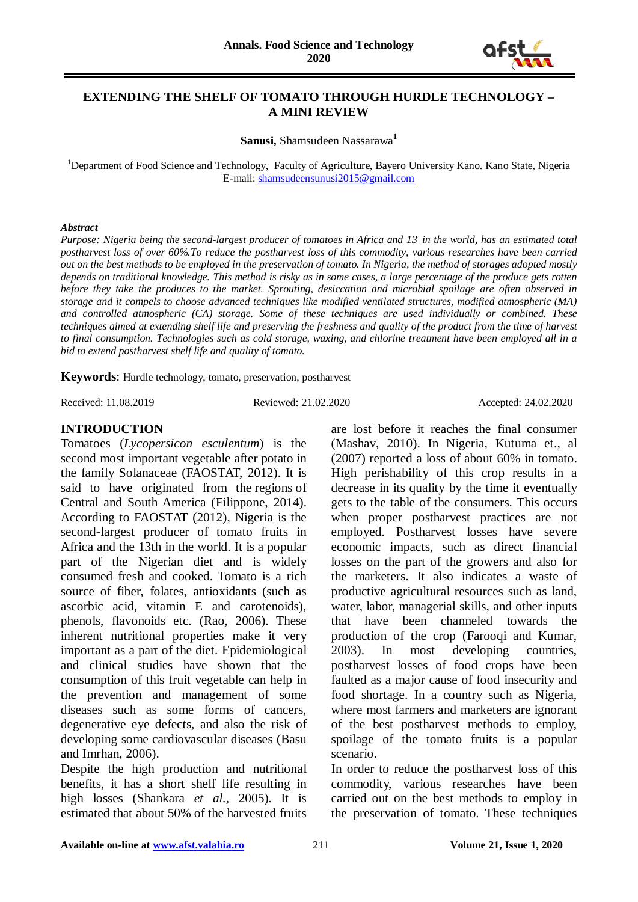# EXTENDING THE SHELF OF TOMATO THROUGH HURDLE TECHNOLOGY – A MINI REVIEW

**Sanusi,** Shamsudeen Nassarawa[1]

[1]Department of Food Science and Technology, Faculty of Agriculture, Bayero University Kano. Kano State, Nigeria
E-mail: shamsudeensunusi2015@gmail.com

***Abstract***

*Purpose: Nigeria being the second-largest producer of tomatoes in Africa and 13 in the world, has an estimated total postharvest loss of over 60%.To reduce the postharvest loss of this commodity, various researches have been carried out on the best methods to be employed in the preservation of tomato. In Nigeria, the method of storages adopted mostly depends on traditional knowledge. This method is risky as in some cases, a large percentage of the produce gets rotten before they take the produces to the market. Sprouting, desiccation and microbial spoilage are often observed in storage and it compels to choose advanced techniques like modified ventilated structures, modified atmospheric (MA) and controlled atmospheric (CA) storage. Some of these techniques are used individually or combined. These techniques aimed at extending shelf life and preserving the freshness and quality of the product from the time of harvest to final consumption. Technologies such as cold storage, waxing, and chlorine treatment have been employed all in a bid to extend postharvest shelf life and quality of tomato.*

**Keywords**: Hurdle technology, tomato, preservation, postharvest

Received: 11.08.2019 Reviewed: 21.02.2020 Accepted: 24.02.2020

## INTRODUCTION

Tomatoes (*Lycopersicon esculentum*) is the second most important vegetable after potato in the family Solanaceae (FAOSTAT, 2012). It is said to have originated from the regions of Central and South America (Filippone, 2014). According to FAOSTAT (2012), Nigeria is the second-largest producer of tomato fruits in Africa and the 13th in the world. It is a popular part of the Nigerian diet and is widely consumed fresh and cooked. Tomato is a rich source of fiber, folates, antioxidants (such as ascorbic acid, vitamin E and carotenoids), phenols, flavonoids etc. (Rao, 2006). These inherent nutritional properties make it very important as a part of the diet. Epidemiological and clinical studies have shown that the consumption of this fruit vegetable can help in the prevention and management of some diseases such as some forms of cancers, degenerative eye defects, and also the risk of developing some cardiovascular diseases (Basu and Imrhan, 2006).

Despite the high production and nutritional benefits, it has a short shelf life resulting in high losses (Shankara *et al.*, 2005). It is estimated that about 50% of the harvested fruits are lost before it reaches the final consumer (Mashav, 2010). In Nigeria, Kutuma et., al (2007) reported a loss of about 60% in tomato. High perishability of this crop results in a decrease in its quality by the time it eventually gets to the table of the consumers. This occurs when proper postharvest practices are not employed. Postharvest losses have severe economic impacts, such as direct financial losses on the part of the growers and also for the marketers. It also indicates a waste of productive agricultural resources such as land, water, labor, managerial skills, and other inputs that have been channeled towards the production of the crop (Farooqi and Kumar, 2003). In most developing countries, postharvest losses of food crops have been faulted as a major cause of food insecurity and food shortage. In a country such as Nigeria, where most farmers and marketers are ignorant of the best postharvest methods to employ, spoilage of the tomato fruits is a popular scenario.

In order to reduce the postharvest loss of this commodity, various researches have been carried out on the best methods to employ in the preservation of tomato. These techniques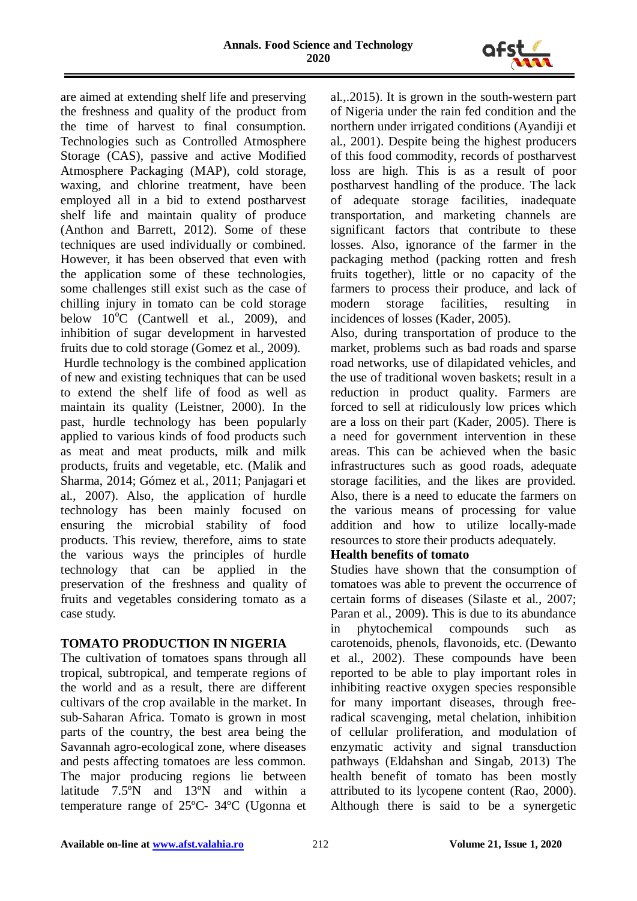are aimed at extending shelf life and preserving the freshness and quality of the product from the time of harvest to final consumption. Technologies such as Controlled Atmosphere Storage (CAS), passive and active Modified Atmosphere Packaging (MAP), cold storage, waxing, and chlorine treatment, have been employed all in a bid to extend postharvest shelf life and maintain quality of produce (Anthon and Barrett, 2012). Some of these techniques are used individually or combined. However, it has been observed that even with the application some of these technologies, some challenges still exist such as the case of chilling injury in tomato can be cold storage below 10$^{o}$C (Cantwell et al., 2009), and inhibition of sugar development in harvested fruits due to cold storage (Gomez et al., 2009).

Hurdle technology is the combined application of new and existing techniques that can be used to extend the shelf life of food as well as maintain its quality (Leistner, 2000). In the past, hurdle technology has been popularly applied to various kinds of food products such as meat and meat products, milk and milk products, fruits and vegetable, etc. (Malik and Sharma, 2014; Gómez et al., 2011; Panjagari et al., 2007). Also, the application of hurdle technology has been mainly focused on ensuring the microbial stability of food products. This review, therefore, aims to state the various ways the principles of hurdle technology that can be applied in the preservation of the freshness and quality of fruits and vegetables considering tomato as a case study.

## TOMATO PRODUCTION IN NIGERIA

The cultivation of tomatoes spans through all tropical, subtropical, and temperate regions of the world and as a result, there are different cultivars of the crop available in the market. In sub-Saharan Africa. Tomato is grown in most parts of the country, the best area being the Savannah agro-ecological zone, where diseases and pests affecting tomatoes are less common. The major producing regions lie between latitude 7.5ºN and 13ºN and within a temperature range of 25ºC- 34ºC (Ugonna et al.,.2015). It is grown in the south-western part of Nigeria under the rain fed condition and the northern under irrigated conditions (Ayandiji et al., 2001). Despite being the highest producers of this food commodity, records of postharvest loss are high. This is as a result of poor postharvest handling of the produce. The lack of adequate storage facilities, inadequate transportation, and marketing channels are significant factors that contribute to these losses. Also, ignorance of the farmer in the packaging method (packing rotten and fresh fruits together), little or no capacity of the farmers to process their produce, and lack of modern storage facilities, resulting in incidences of losses (Kader, 2005).

Also, during transportation of produce to the market, problems such as bad roads and sparse road networks, use of dilapidated vehicles, and the use of traditional woven baskets; result in a reduction in product quality. Farmers are forced to sell at ridiculously low prices which are a loss on their part (Kader, 2005). There is a need for government intervention in these areas. This can be achieved when the basic infrastructures such as good roads, adequate storage facilities, and the likes are provided. Also, there is a need to educate the farmers on the various means of processing for value addition and how to utilize locally-made resources to store their products adequately.

## Health benefits of tomato

Studies have shown that the consumption of tomatoes was able to prevent the occurrence of certain forms of diseases (Silaste et al., 2007; Paran et al., 2009). This is due to its abundance in phytochemical compounds such as carotenoids, phenols, flavonoids, etc. (Dewanto et al., 2002). These compounds have been reported to be able to play important roles in inhibiting reactive oxygen species responsible for many important diseases, through free-radical scavenging, metal chelation, inhibition of cellular proliferation, and modulation of enzymatic activity and signal transduction pathways (Eldahshan and Singab, 2013) The health benefit of tomato has been mostly attributed to its lycopene content (Rao, 2000). Although there is said to be a synergetic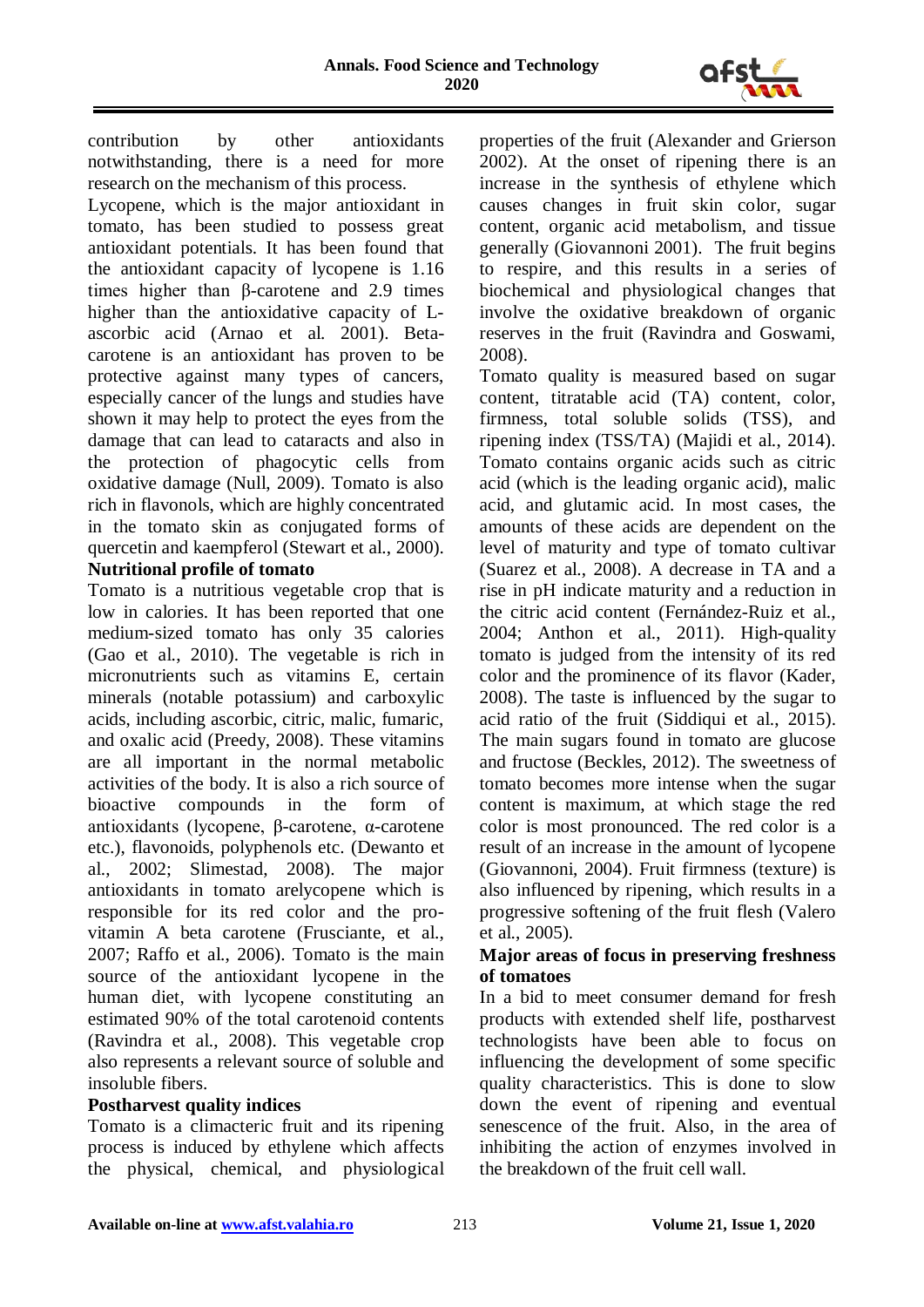contribution by other antioxidants notwithstanding, there is a need for more research on the mechanism of this process.

Lycopene, which is the major antioxidant in tomato, has been studied to possess great antioxidant potentials. It has been found that the antioxidant capacity of lycopene is 1.16 times higher than β-carotene and 2.9 times higher than the antioxidative capacity of L-ascorbic acid (Arnao et al. 2001). Beta-carotene is an antioxidant has proven to be protective against many types of cancers, especially cancer of the lungs and studies have shown it may help to protect the eyes from the damage that can lead to cataracts and also in the protection of phagocytic cells from oxidative damage (Null, 2009). Tomato is also rich in flavonols, which are highly concentrated in the tomato skin as conjugated forms of quercetin and kaempferol (Stewart et al., 2000).

**Nutritional profile of tomato**

Tomato is a nutritious vegetable crop that is low in calories. It has been reported that one medium-sized tomato has only 35 calories (Gao et al., 2010). The vegetable is rich in micronutrients such as vitamins E, certain minerals (notable potassium) and carboxylic acids, including ascorbic, citric, malic, fumaric, and oxalic acid (Preedy, 2008). These vitamins are all important in the normal metabolic activities of the body. It is also a rich source of bioactive compounds in the form of antioxidants (lycopene, β-carotene, α-carotene etc.), flavonoids, polyphenols etc. (Dewanto et al., 2002; Slimestad, 2008). The major antioxidants in tomato arelycopene which is responsible for its red color and the pro-vitamin A beta carotene (Frusciante, et al., 2007; Raffo et al., 2006). Tomato is the main source of the antioxidant lycopene in the human diet, with lycopene constituting an estimated 90% of the total carotenoid contents (Ravindra et al., 2008). This vegetable crop also represents a relevant source of soluble and insoluble fibers.

**Postharvest quality indices**

Tomato is a climacteric fruit and its ripening process is induced by ethylene which affects the physical, chemical, and physiological properties of the fruit (Alexander and Grierson 2002). At the onset of ripening there is an increase in the synthesis of ethylene which causes changes in fruit skin color, sugar content, organic acid metabolism, and tissue generally (Giovannoni 2001). The fruit begins to respire, and this results in a series of biochemical and physiological changes that involve the oxidative breakdown of organic reserves in the fruit (Ravindra and Goswami, 2008).

Tomato quality is measured based on sugar content, titratable acid (TA) content, color, firmness, total soluble solids (TSS), and ripening index (TSS/TA) (Majidi et al., 2014). Tomato contains organic acids such as citric acid (which is the leading organic acid), malic acid, and glutamic acid. In most cases, the amounts of these acids are dependent on the level of maturity and type of tomato cultivar (Suarez et al., 2008). A decrease in TA and a rise in pH indicate maturity and a reduction in the citric acid content (Fernández-Ruiz et al., 2004; Anthon et al., 2011). High-quality tomato is judged from the intensity of its red color and the prominence of its flavor (Kader, 2008). The taste is influenced by the sugar to acid ratio of the fruit (Siddiqui et al., 2015). The main sugars found in tomato are glucose and fructose (Beckles, 2012). The sweetness of tomato becomes more intense when the sugar content is maximum, at which stage the red color is most pronounced. The red color is a result of an increase in the amount of lycopene (Giovannoni, 2004). Fruit firmness (texture) is also influenced by ripening, which results in a progressive softening of the fruit flesh (Valero et al., 2005).

**Major areas of focus in preserving freshness of tomatoes**

In a bid to meet consumer demand for fresh products with extended shelf life, postharvest technologists have been able to focus on influencing the development of some specific quality characteristics. This is done to slow down the event of ripening and eventual senescence of the fruit. Also, in the area of inhibiting the action of enzymes involved in the breakdown of the fruit cell wall.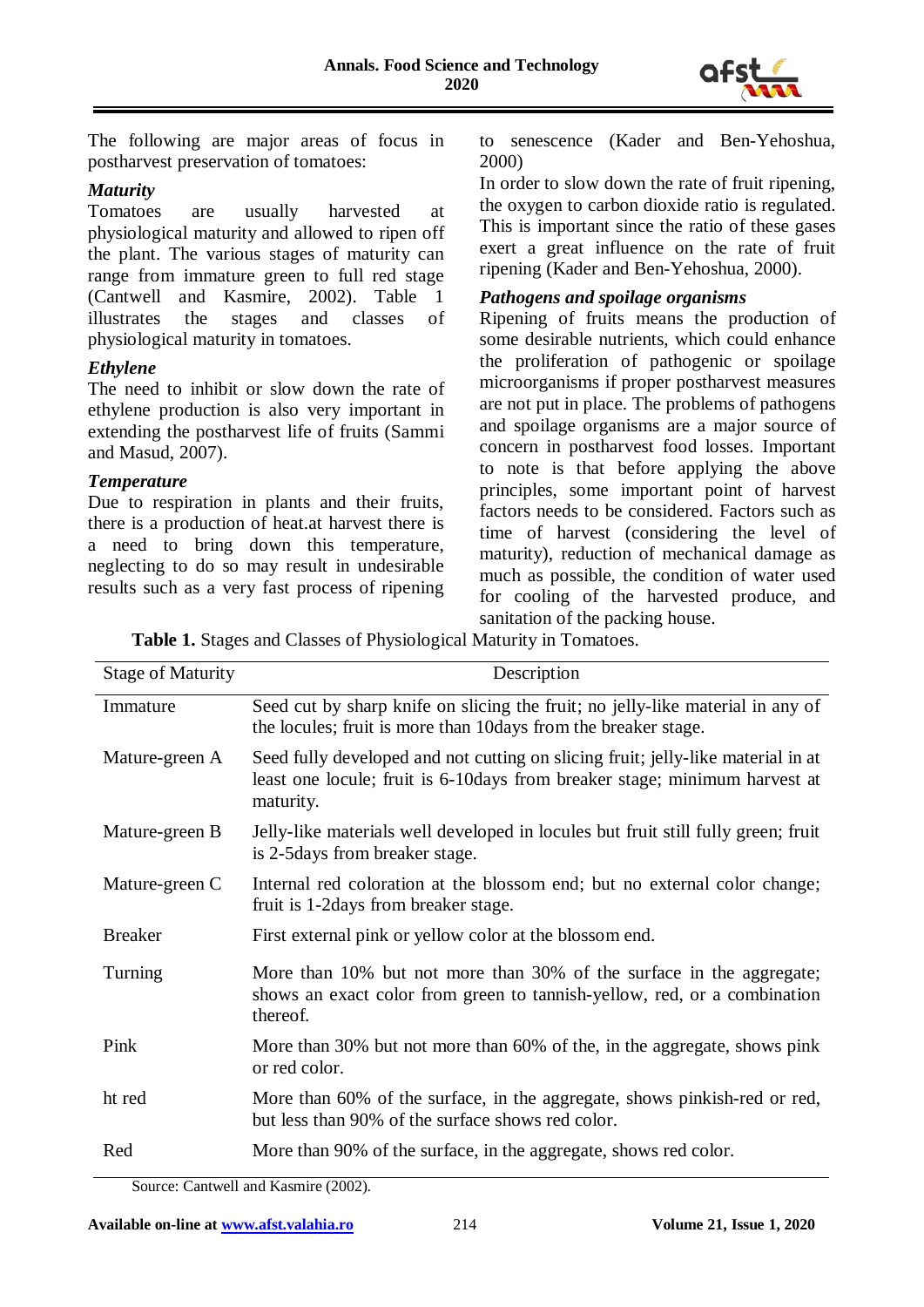The following are major areas of focus in postharvest preservation of tomatoes:

***Maturity***

Tomatoes are usually harvested at physiological maturity and allowed to ripen off the plant. The various stages of maturity can range from immature green to full red stage (Cantwell and Kasmire, 2002). Table 1 illustrates the stages and classes of physiological maturity in tomatoes.

***Ethylene***

The need to inhibit or slow down the rate of ethylene production is also very important in extending the postharvest life of fruits (Sammi and Masud, 2007).

***Temperature***

Due to respiration in plants and their fruits, there is a production of heat.at harvest there is a need to bring down this temperature, neglecting to do so may result in undesirable results such as a very fast process of ripening to senescence (Kader and Ben-Yehoshua, 2000)

In order to slow down the rate of fruit ripening, the oxygen to carbon dioxide ratio is regulated. This is important since the ratio of these gases exert a great influence on the rate of fruit ripening (Kader and Ben-Yehoshua, 2000).

***Pathogens and spoilage organisms***

Ripening of fruits means the production of some desirable nutrients, which could enhance the proliferation of pathogenic or spoilage microorganisms if proper postharvest measures are not put in place. The problems of pathogens and spoilage organisms are a major source of concern in postharvest food losses. Important to note is that before applying the above principles, some important point of harvest factors needs to be considered. Factors such as time of harvest (considering the level of maturity), reduction of mechanical damage as much as possible, the condition of water used for cooling of the harvested produce, and sanitation of the packing house.

**Table 1.** Stages and Classes of Physiological Maturity in Tomatoes.

| Stage of Maturity | Description |
|---|---|
| Immature | Seed cut by sharp knife on slicing the fruit; no jelly-like material in any of the locules; fruit is more than 10days from the breaker stage. |
| Mature-green A | Seed fully developed and not cutting on slicing fruit; jelly-like material in at least one locule; fruit is 6-10days from breaker stage; minimum harvest at maturity. |
| Mature-green B | Jelly-like materials well developed in locules but fruit still fully green; fruit is 2-5days from breaker stage. |
| Mature-green C | Internal red coloration at the blossom end; but no external color change; fruit is 1-2days from breaker stage. |
| Breaker | First external pink or yellow color at the blossom end. |
| Turning | More than 10% but not more than 30% of the surface in the aggregate; shows an exact color from green to tannish-yellow, red, or a combination thereof. |
| Pink | More than 30% but not more than 60% of the, in the aggregate, shows pink or red color. |
| ht red | More than 60% of the surface, in the aggregate, shows pinkish-red or red, but less than 90% of the surface shows red color. |
| Red | More than 90% of the surface, in the aggregate, shows red color. |

Source: Cantwell and Kasmire (2002).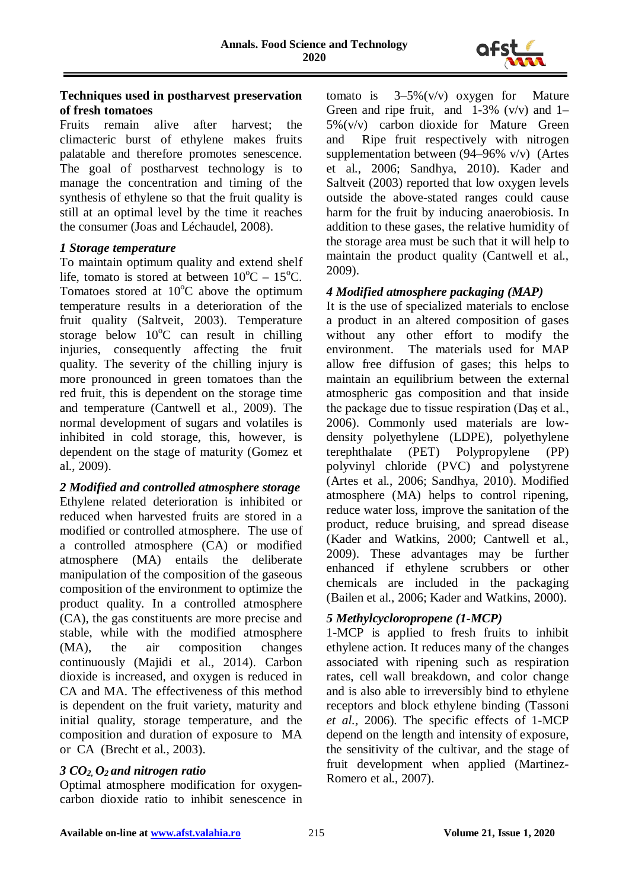## Techniques used in postharvest preservation of fresh tomatoes

Fruits remain alive after harvest; the climacteric burst of ethylene makes fruits palatable and therefore promotes senescence. The goal of postharvest technology is to manage the concentration and timing of the synthesis of ethylene so that the fruit quality is still at an optimal level by the time it reaches the consumer (Joas and Léchaudel, 2008).

### *1 Storage temperature*

To maintain optimum quality and extend shelf life, tomato is stored at between $10^oC$ – $15^oC$. Tomatoes stored at $10^oC$ above the optimum temperature results in a deterioration of the fruit quality (Saltveit, 2003). Temperature storage below $10^oC$ can result in chilling injuries, consequently affecting the fruit quality. The severity of the chilling injury is more pronounced in green tomatoes than the red fruit, this is dependent on the storage time and temperature (Cantwell et al., 2009). The normal development of sugars and volatiles is inhibited in cold storage, this, however, is dependent on the stage of maturity (Gomez et al., 2009).

### *2 Modified and controlled atmosphere storage*

Ethylene related deterioration is inhibited or reduced when harvested fruits are stored in a modified or controlled atmosphere. The use of a controlled atmosphere (CA) or modified atmosphere (MA) entails the deliberate manipulation of the composition of the gaseous composition of the environment to optimize the product quality. In a controlled atmosphere (CA), the gas constituents are more precise and stable, while with the modified atmosphere (MA), the air composition changes continuously (Majidi et al., 2014). Carbon dioxide is increased, and oxygen is reduced in CA and MA. The effectiveness of this method is dependent on the fruit variety, maturity and initial quality, storage temperature, and the composition and duration of exposure to MA or CA (Brecht et al., 2003).

### *3 $CO_2$, $O_2$ and nitrogen ratio*

Optimal atmosphere modification for oxygen-carbon dioxide ratio to inhibit senescence in tomato is 3–5%(v/v) oxygen for Mature Green and ripe fruit, and 1-3% (v/v) and 1–5%(v/v) carbon dioxide for Mature Green and Ripe fruit respectively with nitrogen supplementation between (94–96% v/v) (Artes et al., 2006; Sandhya, 2010). Kader and Saltveit (2003) reported that low oxygen levels outside the above-stated ranges could cause harm for the fruit by inducing anaerobiosis. In addition to these gases, the relative humidity of the storage area must be such that it will help to maintain the product quality (Cantwell et al., 2009).

### *4 Modified atmosphere packaging (MAP)*

It is the use of specialized materials to enclose a product in an altered composition of gases without any other effort to modify the environment. The materials used for MAP allow free diffusion of gases; this helps to maintain an equilibrium between the external atmospheric gas composition and that inside the package due to tissue respiration (Daş et al., 2006). Commonly used materials are low-density polyethylene (LDPE), polyethylene terephthalate (PET) Polypropylene (PP) polyvinyl chloride (PVC) and polystyrene (Artes et al., 2006; Sandhya, 2010). Modified atmosphere (MA) helps to control ripening, reduce water loss, improve the sanitation of the product, reduce bruising, and spread disease (Kader and Watkins, 2000; Cantwell et al., 2009). These advantages may be further enhanced if ethylene scrubbers or other chemicals are included in the packaging (Bailen et al., 2006; Kader and Watkins, 2000).

### *5 Methylcycloropropene (1-MCP)*

1-MCP is applied to fresh fruits to inhibit ethylene action. It reduces many of the changes associated with ripening such as respiration rates, cell wall breakdown, and color change and is also able to irreversibly bind to ethylene receptors and block ethylene binding (Tassoni *et al.*, 2006). The specific effects of 1-MCP depend on the length and intensity of exposure, the sensitivity of the cultivar, and the stage of fruit development when applied (Martinez-Romero et al., 2007).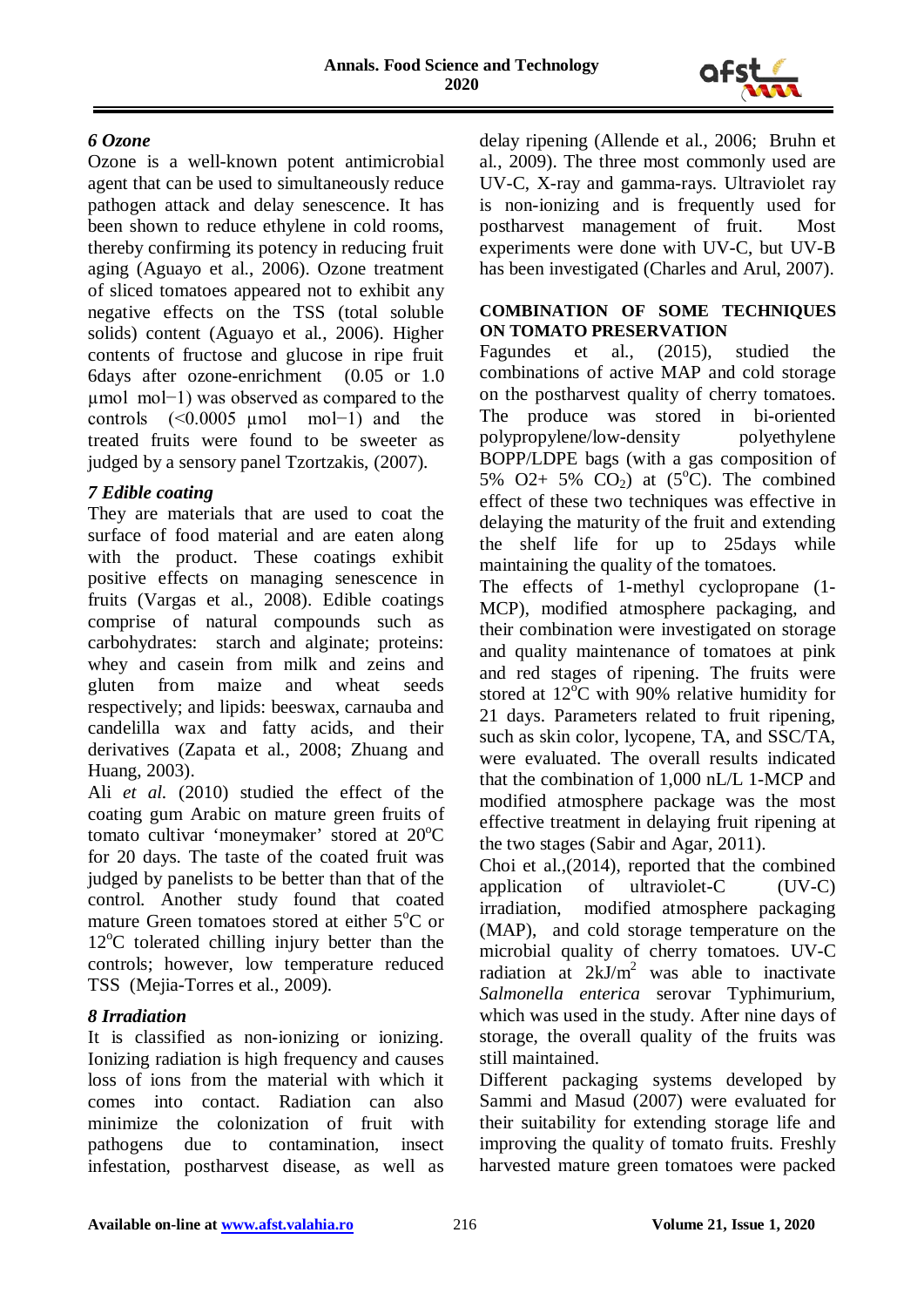### *6 Ozone*

Ozone is a well-known potent antimicrobial agent that can be used to simultaneously reduce pathogen attack and delay senescence. It has been shown to reduce ethylene in cold rooms, thereby confirming its potency in reducing fruit aging (Aguayo et al., 2006). Ozone treatment of sliced tomatoes appeared not to exhibit any negative effects on the TSS (total soluble solids) content (Aguayo et al., 2006). Higher contents of fructose and glucose in ripe fruit 6days after ozone-enrichment (0.05 or 1.0 µmol mol−1) was observed as compared to the controls (<0.0005 µmol mol−1) and the treated fruits were found to be sweeter as judged by a sensory panel Tzortzakis, (2007).

### *7 Edible coating*

They are materials that are used to coat the surface of food material and are eaten along with the product. These coatings exhibit positive effects on managing senescence in fruits (Vargas et al., 2008). Edible coatings comprise of natural compounds such as carbohydrates: starch and alginate; proteins: whey and casein from milk and zeins and gluten from maize and wheat seeds respectively; and lipids: beeswax, carnauba and candelilla wax and fatty acids, and their derivatives (Zapata et al., 2008; Zhuang and Huang, 2003).

Ali *et al.* (2010) studied the effect of the coating gum Arabic on mature green fruits of tomato cultivar 'moneymaker' stored at 20$^o$C for 20 days. The taste of the coated fruit was judged by panelists to be better than that of the control. Another study found that coated mature Green tomatoes stored at either 5$^o$C or 12$^o$C tolerated chilling injury better than the controls; however, low temperature reduced TSS (Mejia-Torres et al., 2009).

### *8 Irradiation*

It is classified as non-ionizing or ionizing. Ionizing radiation is high frequency and causes loss of ions from the material with which it comes into contact. Radiation can also minimize the colonization of fruit with pathogens due to contamination, insect infestation, postharvest disease, as well as delay ripening (Allende et al., 2006; Bruhn et al., 2009). The three most commonly used are UV-C, X-ray and gamma-rays. Ultraviolet ray is non-ionizing and is frequently used for postharvest management of fruit. Most experiments were done with UV-C, but UV-B has been investigated (Charles and Arul, 2007).

## COMBINATION OF SOME TECHNIQUES ON TOMATO PRESERVATION

Fagundes et al., (2015), studied the combinations of active MAP and cold storage on the postharvest quality of cherry tomatoes. The produce was stored in bi-oriented polypropylene/low-density polyethylene BOPP/LDPE bags (with a gas composition of 5% O2+ 5% $CO_2$) at (5$^o$C). The combined effect of these two techniques was effective in delaying the maturity of the fruit and extending the shelf life for up to 25days while maintaining the quality of the tomatoes.

The effects of 1-methyl cyclopropane (1-MCP), modified atmosphere packaging, and their combination were investigated on storage and quality maintenance of tomatoes at pink and red stages of ripening. The fruits were stored at 12$^o$C with 90% relative humidity for 21 days. Parameters related to fruit ripening, such as skin color, lycopene, TA, and SSC/TA, were evaluated. The overall results indicated that the combination of 1,000 nL/L 1-MCP and modified atmosphere package was the most effective treatment in delaying fruit ripening at the two stages (Sabir and Agar, 2011).

Choi et al.,(2014), reported that the combined application of ultraviolet-C (UV-C) irradiation, modified atmosphere packaging (MAP), and cold storage temperature on the microbial quality of cherry tomatoes. UV-C radiation at 2kJ/m$^2$ was able to inactivate *Salmonella enterica* serovar Typhimurium, which was used in the study. After nine days of storage, the overall quality of the fruits was still maintained.

Different packaging systems developed by Sammi and Masud (2007) were evaluated for their suitability for extending storage life and improving the quality of tomato fruits. Freshly harvested mature green tomatoes were packed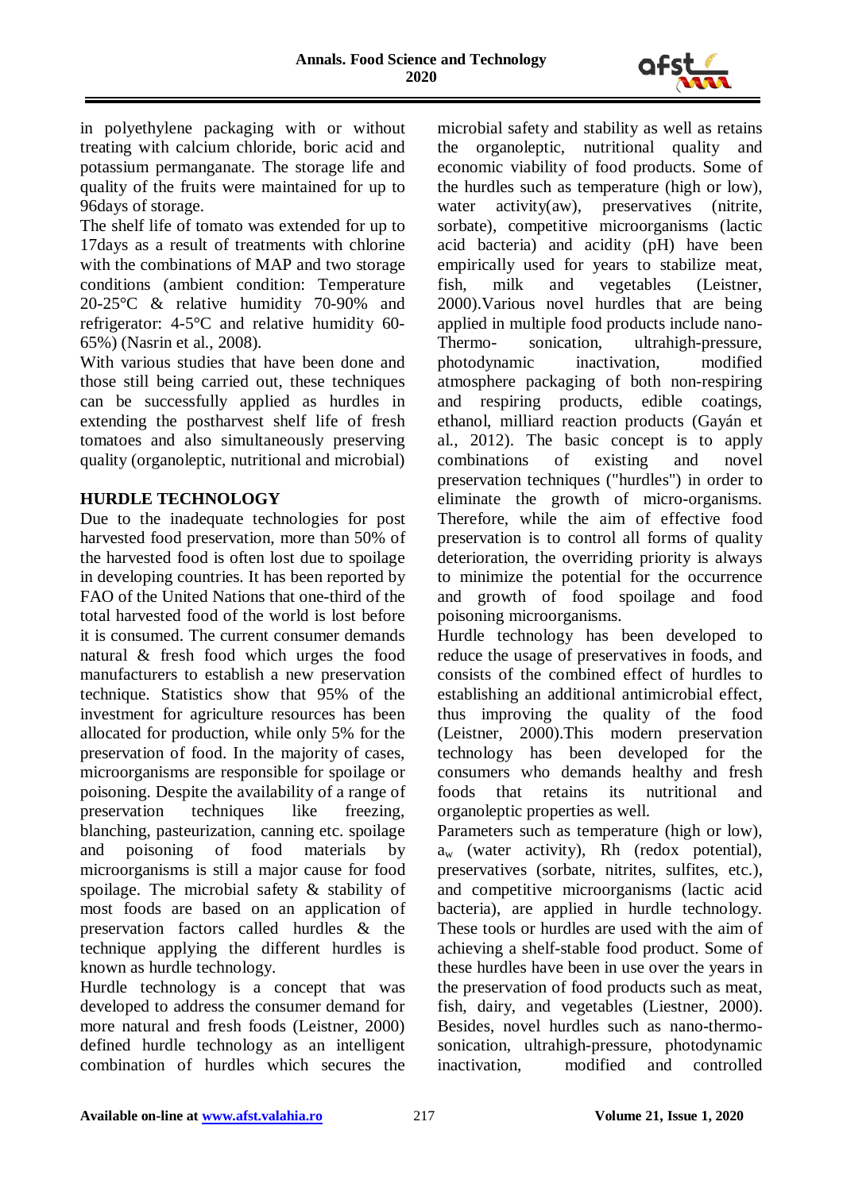in polyethylene packaging with or without treating with calcium chloride, boric acid and potassium permanganate. The storage life and quality of the fruits were maintained for up to 96days of storage.

The shelf life of tomato was extended for up to 17days as a result of treatments with chlorine with the combinations of MAP and two storage conditions (ambient condition: Temperature 20-25°C & relative humidity 70-90% and refrigerator: 4-5°C and relative humidity 60-65%) (Nasrin et al., 2008).

With various studies that have been done and those still being carried out, these techniques can be successfully applied as hurdles in extending the postharvest shelf life of fresh tomatoes and also simultaneously preserving quality (organoleptic, nutritional and microbial)

## HURDLE TECHNOLOGY

Due to the inadequate technologies for post harvested food preservation, more than 50% of the harvested food is often lost due to spoilage in developing countries. It has been reported by FAO of the United Nations that one-third of the total harvested food of the world is lost before it is consumed. The current consumer demands natural & fresh food which urges the food manufacturers to establish a new preservation technique. Statistics show that 95% of the investment for agriculture resources has been allocated for production, while only 5% for the preservation of food. In the majority of cases, microorganisms are responsible for spoilage or poisoning. Despite the availability of a range of preservation techniques like freezing, blanching, pasteurization, canning etc. spoilage and poisoning of food materials by microorganisms is still a major cause for food spoilage. The microbial safety & stability of most foods are based on an application of preservation factors called hurdles & the technique applying the different hurdles is known as hurdle technology.

Hurdle technology is a concept that was developed to address the consumer demand for more natural and fresh foods (Leistner, 2000) defined hurdle technology as an intelligent combination of hurdles which secures the microbial safety and stability as well as retains the organoleptic, nutritional quality and economic viability of food products. Some of the hurdles such as temperature (high or low), water activity(aw), preservatives (nitrite, sorbate), competitive microorganisms (lactic acid bacteria) and acidity (pH) have been empirically used for years to stabilize meat, fish, milk and vegetables (Leistner, 2000).Various novel hurdles that are being applied in multiple food products include nano-Thermo- sonication, ultrahigh-pressure, photodynamic inactivation, modified atmosphere packaging of both non-respiring and respiring products, edible coatings, ethanol, milliard reaction products (Gayán et al., 2012). The basic concept is to apply combinations of existing and novel preservation techniques ("hurdles") in order to eliminate the growth of micro-organisms. Therefore, while the aim of effective food preservation is to control all forms of quality deterioration, the overriding priority is always to minimize the potential for the occurrence and growth of food spoilage and food poisoning microorganisms.

Hurdle technology has been developed to reduce the usage of preservatives in foods, and consists of the combined effect of hurdles to establishing an additional antimicrobial effect, thus improving the quality of the food (Leistner, 2000).This modern preservation technology has been developed for the consumers who demands healthy and fresh foods that retains its nutritional and organoleptic properties as well.

Parameters such as temperature (high or low), $a_w$ (water activity), Rh (redox potential), preservatives (sorbate, nitrites, sulfites, etc.), and competitive microorganisms (lactic acid bacteria), are applied in hurdle technology. These tools or hurdles are used with the aim of achieving a shelf-stable food product. Some of these hurdles have been in use over the years in the preservation of food products such as meat, fish, dairy, and vegetables (Liestner, 2000). Besides, novel hurdles such as nano-thermo-sonication, ultrahigh-pressure, photodynamic inactivation, modified and controlled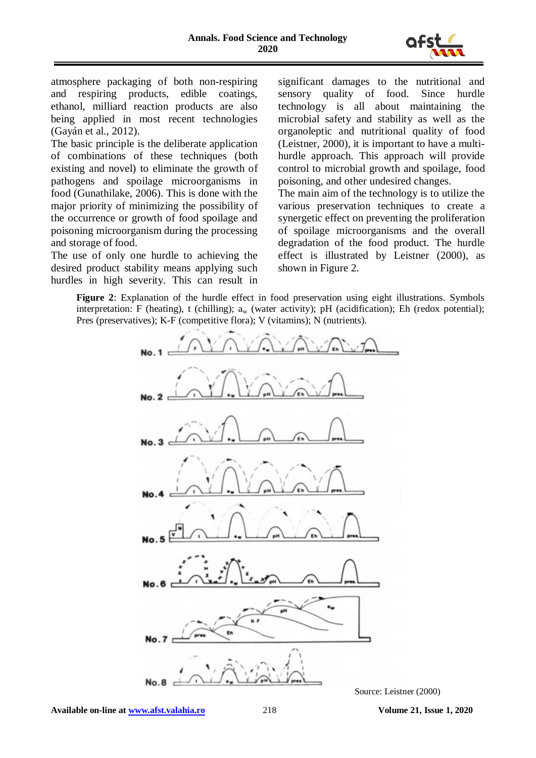atmosphere packaging of both non-respiring and respiring products, edible coatings, ethanol, milliard reaction products are also being applied in most recent technologies (Gayán et al., 2012).

The basic principle is the deliberate application of combinations of these techniques (both existing and novel) to eliminate the growth of pathogens and spoilage microorganisms in food (Gunathilake, 2006). This is done with the major priority of minimizing the possibility of the occurrence or growth of food spoilage and poisoning microorganism during the processing and storage of food.

The use of only one hurdle to achieving the desired product stability means applying such hurdles in high severity. This can result in significant damages to the nutritional and sensory quality of food. Since hurdle technology is all about maintaining the microbial safety and stability as well as the organoleptic and nutritional quality of food (Leistner, 2000), it is important to have a multi-hurdle approach. This approach will provide control to microbial growth and spoilage, food poisoning, and other undesired changes.

The main aim of the technology is to utilize the various preservation techniques to create a synergetic effect on preventing the proliferation of spoilage microorganisms and the overall degradation of the food product. The hurdle effect is illustrated by Leistner (2000), as shown in Figure 2.

**Figure 2**: Explanation of the hurdle effect in food preservation using eight illustrations. Symbols interpretation: F (heating), t (chilling); $a_w$ (water activity); pH (acidification); Eh (redox potential); Pres (preservatives); K-F (competitive flora); V (vitamins); N (nutrients).

Source: Leistner (2000)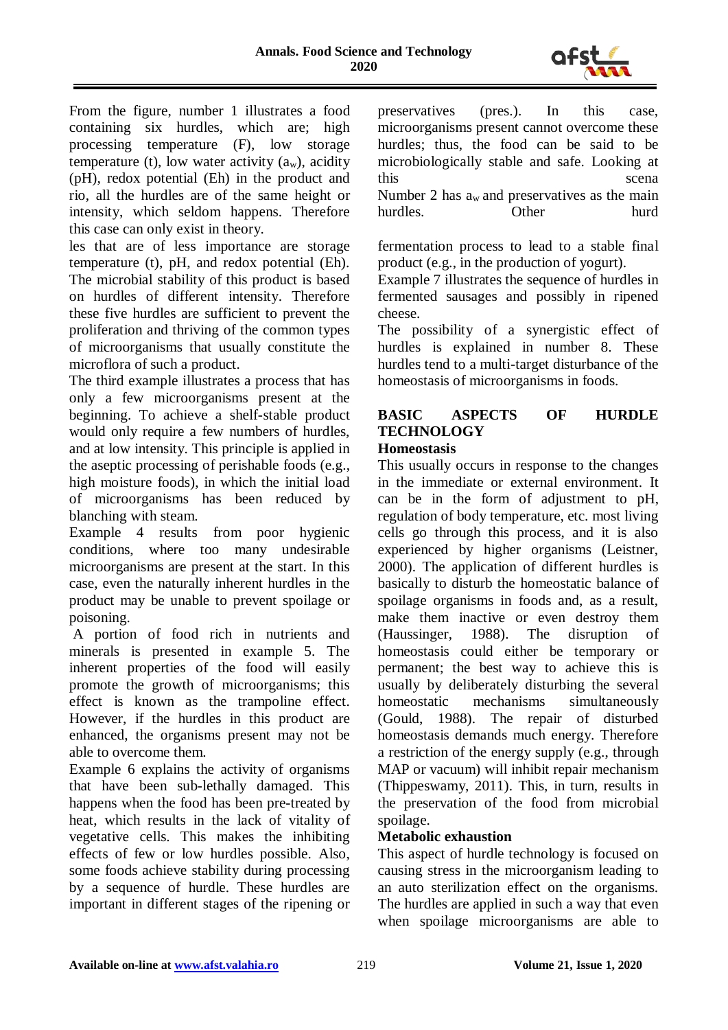From the figure, number 1 illustrates a food containing six hurdles, which are; high processing temperature (F), low storage temperature (t), low water activity ($a_w$), acidity (pH), redox potential (Eh) in the product and rio, all the hurdles are of the same height or intensity, which seldom happens. Therefore this case can only exist in theory.

les that are of less importance are storage temperature (t), pH, and redox potential (Eh). The microbial stability of this product is based on hurdles of different intensity. Therefore these five hurdles are sufficient to prevent the proliferation and thriving of the common types of microorganisms that usually constitute the microflora of such a product.

The third example illustrates a process that has only a few microorganisms present at the beginning. To achieve a shelf-stable product would only require a few numbers of hurdles, and at low intensity. This principle is applied in the aseptic processing of perishable foods (e.g., high moisture foods), in which the initial load of microorganisms has been reduced by blanching with steam.

Example 4 results from poor hygienic conditions, where too many undesirable microorganisms are present at the start. In this case, even the naturally inherent hurdles in the product may be unable to prevent spoilage or poisoning.

A portion of food rich in nutrients and minerals is presented in example 5. The inherent properties of the food will easily promote the growth of microorganisms; this effect is known as the trampoline effect. However, if the hurdles in this product are enhanced, the organisms present may not be able to overcome them.

Example 6 explains the activity of organisms that have been sub-lethally damaged. This happens when the food has been pre-treated by heat, which results in the lack of vitality of vegetative cells. This makes the inhibiting effects of few or low hurdles possible. Also, some foods achieve stability during processing by a sequence of hurdle. These hurdles are important in different stages of the ripening or preservatives (pres.). In this case, microorganisms present cannot overcome these hurdles; thus, the food can be said to be microbiologically stable and safe. Looking at this scena

Number 2 has $a_w$ and preservatives as the main hurdles. Other hurd

fermentation process to lead to a stable final product (e.g., in the production of yogurt).

Example 7 illustrates the sequence of hurdles in fermented sausages and possibly in ripened cheese.

The possibility of a synergistic effect of hurdles is explained in number 8. These hurdles tend to a multi-target disturbance of the homeostasis of microorganisms in foods.

## BASIC ASPECTS OF HURDLE TECHNOLOGY

### Homeostasis

This usually occurs in response to the changes in the immediate or external environment. It can be in the form of adjustment to pH, regulation of body temperature, etc. most living cells go through this process, and it is also experienced by higher organisms (Leistner, 2000). The application of different hurdles is basically to disturb the homeostatic balance of spoilage organisms in foods and, as a result, make them inactive or even destroy them (Haussinger, 1988). The disruption of homeostasis could either be temporary or permanent; the best way to achieve this is usually by deliberately disturbing the several homeostatic mechanisms simultaneously (Gould, 1988). The repair of disturbed homeostasis demands much energy. Therefore a restriction of the energy supply (e.g., through MAP or vacuum) will inhibit repair mechanism (Thippeswamy, 2011). This, in turn, results in the preservation of the food from microbial spoilage.

### Metabolic exhaustion

This aspect of hurdle technology is focused on causing stress in the microorganism leading to an auto sterilization effect on the organisms. The hurdles are applied in such a way that even when spoilage microorganisms are able to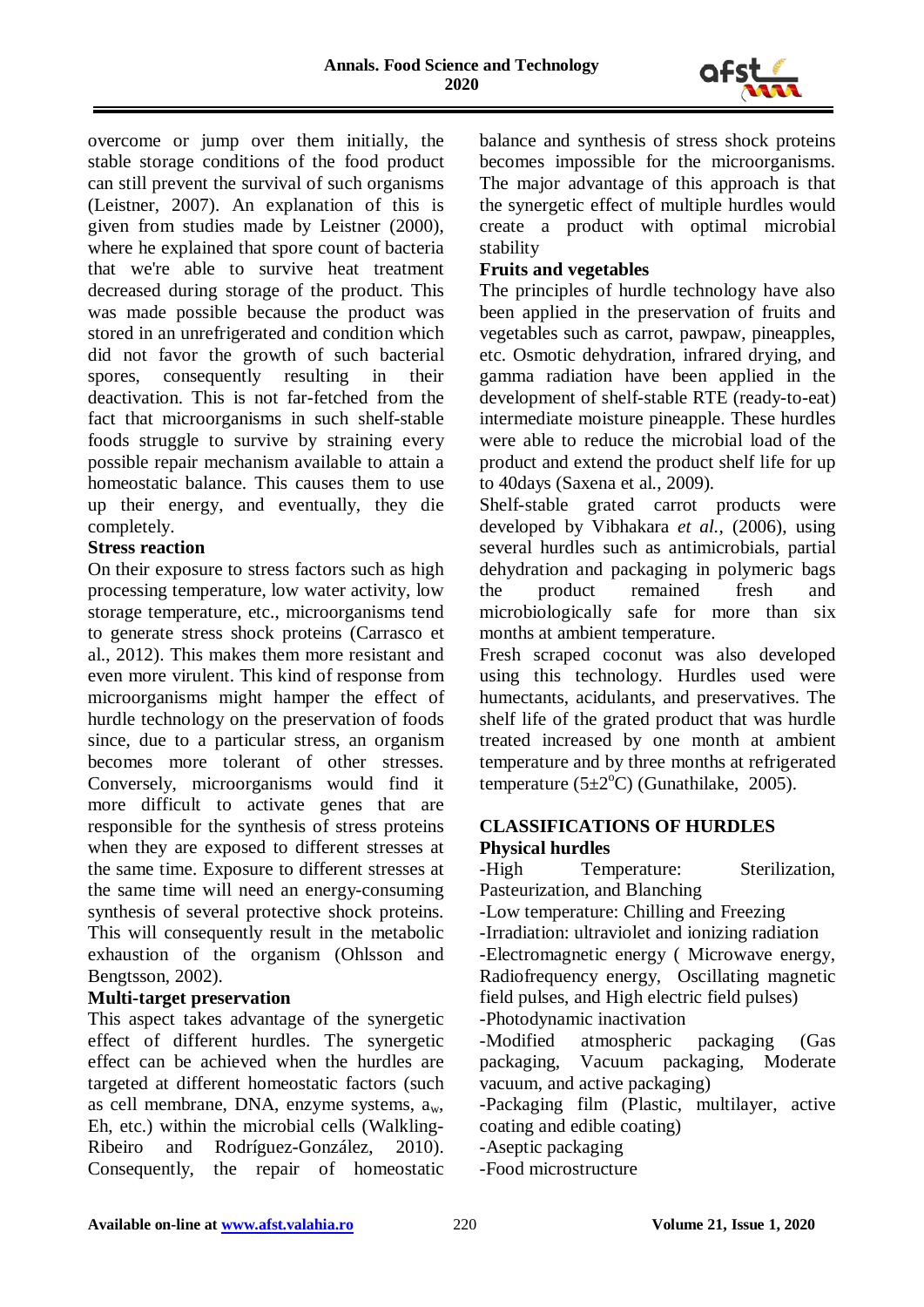overcome or jump over them initially, the stable storage conditions of the food product can still prevent the survival of such organisms (Leistner, 2007). An explanation of this is given from studies made by Leistner (2000), where he explained that spore count of bacteria that we're able to survive heat treatment decreased during storage of the product. This was made possible because the product was stored in an unrefrigerated and condition which did not favor the growth of such bacterial spores, consequently resulting in their deactivation. This is not far-fetched from the fact that microorganisms in such shelf-stable foods struggle to survive by straining every possible repair mechanism available to attain a homeostatic balance. This causes them to use up their energy, and eventually, they die completely.

**Stress reaction**

On their exposure to stress factors such as high processing temperature, low water activity, low storage temperature, etc., microorganisms tend to generate stress shock proteins (Carrasco et al., 2012). This makes them more resistant and even more virulent. This kind of response from microorganisms might hamper the effect of hurdle technology on the preservation of foods since, due to a particular stress, an organism becomes more tolerant of other stresses. Conversely, microorganisms would find it more difficult to activate genes that are responsible for the synthesis of stress proteins when they are exposed to different stresses at the same time. Exposure to different stresses at the same time will need an energy-consuming synthesis of several protective shock proteins. This will consequently result in the metabolic exhaustion of the organism (Ohlsson and Bengtsson, 2002).

**Multi-target preservation**

This aspect takes advantage of the synergetic effect of different hurdles. The synergetic effect can be achieved when the hurdles are targeted at different homeostatic factors (such as cell membrane, DNA, enzyme systems, $a_w$, Eh, etc.) within the microbial cells (Walkling-Ribeiro and Rodríguez-González, 2010). Consequently, the repair of homeostatic balance and synthesis of stress shock proteins becomes impossible for the microorganisms. The major advantage of this approach is that the synergetic effect of multiple hurdles would create a product with optimal microbial stability

**Fruits and vegetables**

The principles of hurdle technology have also been applied in the preservation of fruits and vegetables such as carrot, pawpaw, pineapples, etc. Osmotic dehydration, infrared drying, and gamma radiation have been applied in the development of shelf-stable RTE (ready-to-eat) intermediate moisture pineapple. These hurdles were able to reduce the microbial load of the product and extend the product shelf life for up to 40days (Saxena et al., 2009).

Shelf-stable grated carrot products were developed by Vibhakara *et al.*, (2006), using several hurdles such as antimicrobials, partial dehydration and packaging in polymeric bags the product remained fresh and microbiologically safe for more than six months at ambient temperature.

Fresh scraped coconut was also developed using this technology. Hurdles used were humectants, acidulants, and preservatives. The shelf life of the grated product that was hurdle treated increased by one month at ambient temperature and by three months at refrigerated temperature (5±2$^{o}$C) (Gunathilake, 2005).

## CLASSIFICATIONS OF HURDLES

**Physical hurdles**

- -High Temperature: Sterilization, Pasteurization, and Blanching
- -Low temperature: Chilling and Freezing
- -Irradiation: ultraviolet and ionizing radiation
- -Electromagnetic energy ( Microwave energy, Radiofrequency energy, Oscillating magnetic field pulses, and High electric field pulses)
- -Photodynamic inactivation
- -Modified atmospheric packaging (Gas packaging, Vacuum packaging, Moderate vacuum, and active packaging)
- -Packaging film (Plastic, multilayer, active coating and edible coating)
- -Aseptic packaging
- -Food microstructure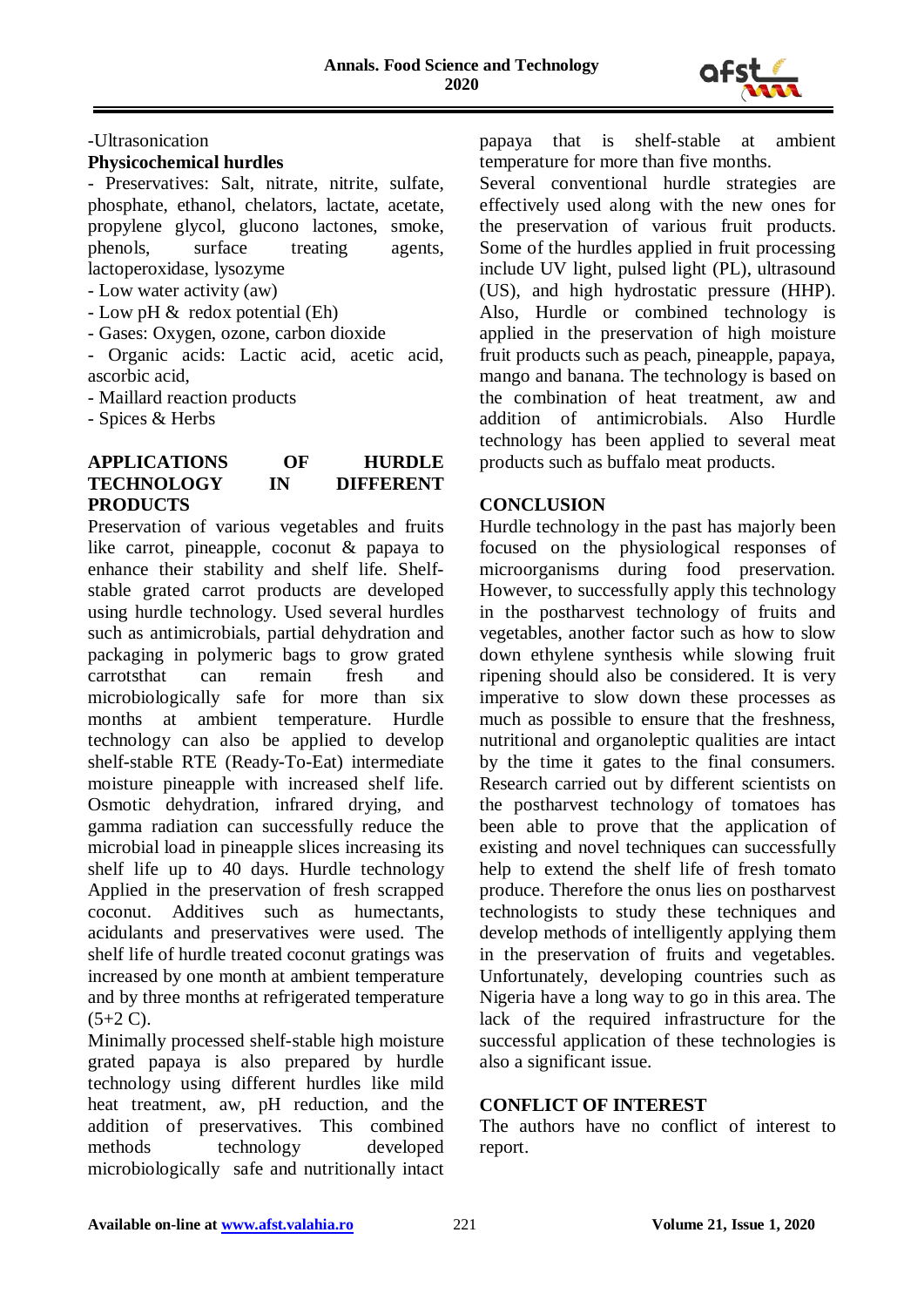-Ultrasonication

**Physicochemical hurdles**

- Preservatives: Salt, nitrate, nitrite, sulfate, phosphate, ethanol, chelators, lactate, acetate, propylene glycol, glucono lactones, smoke, phenols, surface treating agents, lactoperoxidase, lysozyme
- Low water activity (aw)
- Low pH & redox potential (Eh)
- Gases: Oxygen, ozone, carbon dioxide
- Organic acids: Lactic acid, acetic acid, ascorbic acid,
- Maillard reaction products
- Spices & Herbs

## APPLICATIONS OF HURDLE TECHNOLOGY IN DIFFERENT PRODUCTS

Preservation of various vegetables and fruits like carrot, pineapple, coconut & papaya to enhance their stability and shelf life. Shelf-stable grated carrot products are developed using hurdle technology. Used several hurdles such as antimicrobials, partial dehydration and packaging in polymeric bags to grow grated carrotsthat can remain fresh and microbiologically safe for more than six months at ambient temperature. Hurdle technology can also be applied to develop shelf-stable RTE (Ready-To-Eat) intermediate moisture pineapple with increased shelf life. Osmotic dehydration, infrared drying, and gamma radiation can successfully reduce the microbial load in pineapple slices increasing its shelf life up to 40 days. Hurdle technology Applied in the preservation of fresh scrapped coconut. Additives such as humectants, acidulants and preservatives were used. The shelf life of hurdle treated coconut gratings was increased by one month at ambient temperature and by three months at refrigerated temperature (5+2 C).

Minimally processed shelf-stable high moisture grated papaya is also prepared by hurdle technology using different hurdles like mild heat treatment, aw, pH reduction, and the addition of preservatives. This combined methods technology developed microbiologically safe and nutritionally intact papaya that is shelf-stable at ambient temperature for more than five months.

Several conventional hurdle strategies are effectively used along with the new ones for the preservation of various fruit products. Some of the hurdles applied in fruit processing include UV light, pulsed light (PL), ultrasound (US), and high hydrostatic pressure (HHP). Also, Hurdle or combined technology is applied in the preservation of high moisture fruit products such as peach, pineapple, papaya, mango and banana. The technology is based on the combination of heat treatment, aw and addition of antimicrobials. Also Hurdle technology has been applied to several meat products such as buffalo meat products.

## CONCLUSION

Hurdle technology in the past has majorly been focused on the physiological responses of microorganisms during food preservation. However, to successfully apply this technology in the postharvest technology of fruits and vegetables, another factor such as how to slow down ethylene synthesis while slowing fruit ripening should also be considered. It is very imperative to slow down these processes as much as possible to ensure that the freshness, nutritional and organoleptic qualities are intact by the time it gates to the final consumers. Research carried out by different scientists on the postharvest technology of tomatoes has been able to prove that the application of existing and novel techniques can successfully help to extend the shelf life of fresh tomato produce. Therefore the onus lies on postharvest technologists to study these techniques and develop methods of intelligently applying them in the preservation of fruits and vegetables. Unfortunately, developing countries such as Nigeria have a long way to go in this area. The lack of the required infrastructure for the successful application of these technologies is also a significant issue.

## CONFLICT OF INTEREST

The authors have no conflict of interest to report.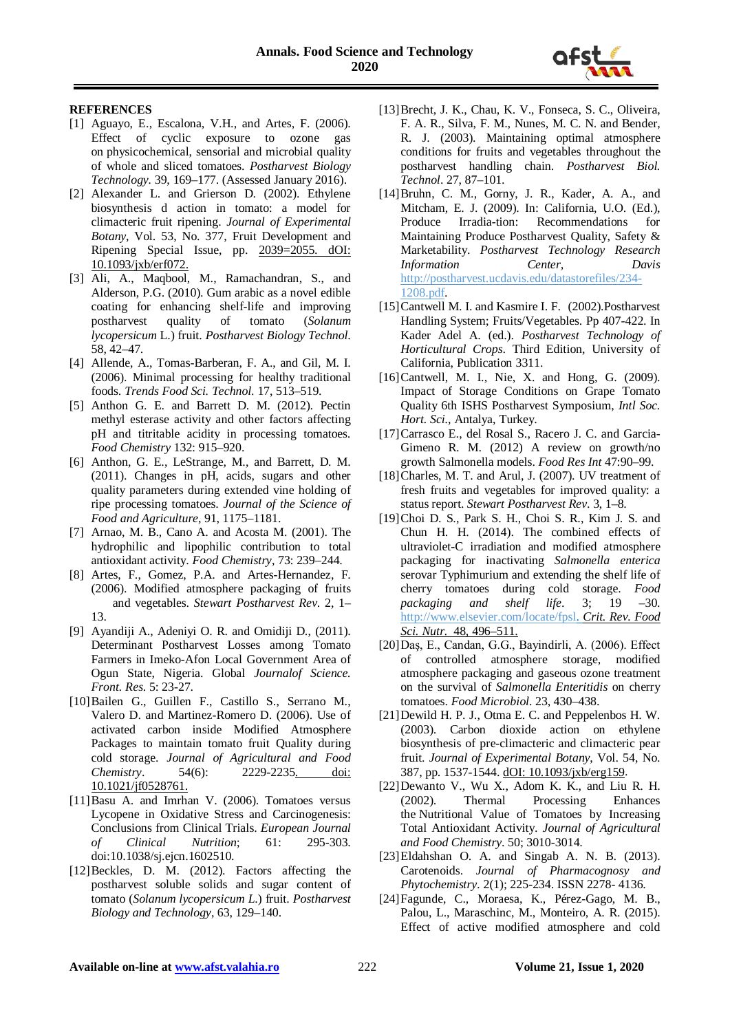**REFERENCES**

[1] Aguayo, E., Escalona, V.H., and Artes, F. (2006). Effect of cyclic exposure to ozone gas on physicochemical, sensorial and microbial quality of whole and sliced tomatoes. *Postharvest Biology Technology*. 39, 169–177. (Assessed January 2016).

[2] Alexander L. and Grierson D. (2002). Ethylene biosynthesis d action in tomato: a model for climacteric fruit ripening. *Journal of Experimental Botany*, Vol. 53, No. 377, Fruit Development and Ripening Special Issue, pp. 2039=2055. dOI: 10.1093/jxb/erf072.

[3] Ali, A., Maqbool, M., Ramachandran, S., and Alderson, P.G. (2010). Gum arabic as a novel edible coating for enhancing shelf-life and improving postharvest quality of tomato (*Solanum lycopersicum* L.) fruit. *Postharvest Biology Technol.* 58, 42–47.

[4] Allende, A., Tomas-Barberan, F. A., and Gil, M. I. (2006). Minimal processing for healthy traditional foods. *Trends Food Sci. Technol.* 17, 513–519.

[5] Anthon G. E. and Barrett D. M. (2012). Pectin methyl esterase activity and other factors affecting pH and titritable acidity in processing tomatoes. *Food Chemistry* 132: 915–920.

[6] Anthon, G. E., LeStrange, M., and Barrett, D. M. (2011). Changes in pH, acids, sugars and other quality parameters during extended vine holding of ripe processing tomatoes. *Journal of the Science of Food and Agriculture*, 91, 1175–1181.

[7] Arnao, M. B., Cano A. and Acosta M. (2001). The hydrophilic and lipophilic contribution to total antioxidant activity. *Food Chemistry*, 73: 239–244.

[8] Artes, F., Gomez, P.A. and Artes-Hernandez, F. (2006). Modified atmosphere packaging of fruits and vegetables. *Stewart Postharvest Rev.* 2, 1–13.

[9] Ayandiji A., Adeniyi O. R. and Omidiji D., (2011). Determinant Postharvest Losses among Tomato Farmers in Imeko-Afon Local Government Area of Ogun State, Nigeria. Global *Journalof Science. Front. Res.* 5: 23-27.

[10] Bailen G., Guillen F., Castillo S., Serrano M., Valero D. and Martinez-Romero D. (2006). Use of activated carbon inside Modified Atmosphere Packages to maintain tomato fruit Quality during cold storage. *Journal of Agricultural and Food Chemistry*. 54(6): 2229-2235. doi: 10.1021/jf0528761.

[11] Basu A. and Imrhan V. (2006). Tomatoes versus Lycopene in Oxidative Stress and Carcinogenesis: Conclusions from Clinical Trials. *European Journal of Clinical Nutrition*; 61: 295-303. doi:10.1038/sj.ejcn.1602510.

[12] Beckles, D. M. (2012). Factors affecting the postharvest soluble solids and sugar content of tomato (*Solanum lycopersicum L.*) fruit. *Postharvest Biology and Technology*, 63, 129–140.

[13] Brecht, J. K., Chau, K. V., Fonseca, S. C., Oliveira, F. A. R., Silva, F. M., Nunes, M. C. N. and Bender, R. J. (2003). Maintaining optimal atmosphere conditions for fruits and vegetables throughout the postharvest handling chain. *Postharvest Biol. Technol*. 27, 87–101.

[14] Bruhn, C. M., Gorny, J. R., Kader, A. A., and Mitcham, E. J. (2009). In: California, U.O. (Ed.), Produce Irradia-tion: Recommendations for Maintaining Produce Postharvest Quality, Safety & Marketability. *Postharvest Technology Research Information Center, Davis* http://postharvest.ucdavis.edu/datastorefiles/234-1208.pdf.

[15] Cantwell M. I. and Kasmire I. F. (2002).Postharvest Handling System; Fruits/Vegetables. Pp 407-422. In Kader Adel A. (ed.). *Postharvest Technology of Horticultural Crops*. Third Edition, University of California, Publication 3311.

[16] Cantwell, M. I., Nie, X. and Hong, G. (2009). Impact of Storage Conditions on Grape Tomato Quality 6th ISHS Postharvest Symposium, *Intl Soc. Hort. Sci.*, Antalya, Turkey.

[17] Carrasco E., del Rosal S., Racero J. C. and Garcia-Gimeno R. M. (2012) A review on growth/no growth Salmonella models. *Food Res Int* 47:90–99.

[18] Charles, M. T. and Arul, J. (2007). UV treatment of fresh fruits and vegetables for improved quality: a status report. *Stewart Postharvest Rev*. 3, 1–8.

[19] Choi D. S., Park S. H., Choi S. R., Kim J. S. and Chun H. H. (2014). The combined effects of ultraviolet-C irradiation and modified atmosphere packaging for inactivating *Salmonella enterica* serovar Typhimurium and extending the shelf life of cherry tomatoes during cold storage. *Food packaging and shelf life*. 3; 19 –30. http://www.elsevier.com/locate/fpsl. *Crit. Rev. Food Sci. Nutr.* 48, 496–511.

[20] Daş, E., Candan, G.G., Bayindirli, A. (2006). Effect of controlled atmosphere storage, modified atmosphere packaging and gaseous ozone treatment on the survival of *Salmonella Enteritidis* on cherry tomatoes. *Food Microbiol*. 23, 430–438.

[21] Dewild H. P. J., Otma E. C. and Peppelenbos H. W. (2003). Carbon dioxide action on ethylene biosynthesis of pre-climacteric and climacteric pear fruit. *Journal of Experimental Botany*, Vol. 54, No. 387, pp. 1537-1544. dOI: 10.1093/jxb/erg159.

[22] Dewanto V., Wu X., Adom K. K., and Liu R. H. (2002). Thermal Processing Enhances the Nutritional Value of Tomatoes by Increasing Total Antioxidant Activity. *Journal of Agricultural and Food Chemistry*. 50; 3010-3014.

[23] Eldahshan O. A. and Singab A. N. B. (2013). Carotenoids. *Journal of Pharmacognosy and Phytochemistry*. 2(1); 225-234. ISSN 2278- 4136.

[24] Fagunde, C., Moraesa, K., Pérez-Gago, M. B., Palou, L., Maraschinc, M., Monteiro, A. R. (2015). Effect of active modified atmosphere and cold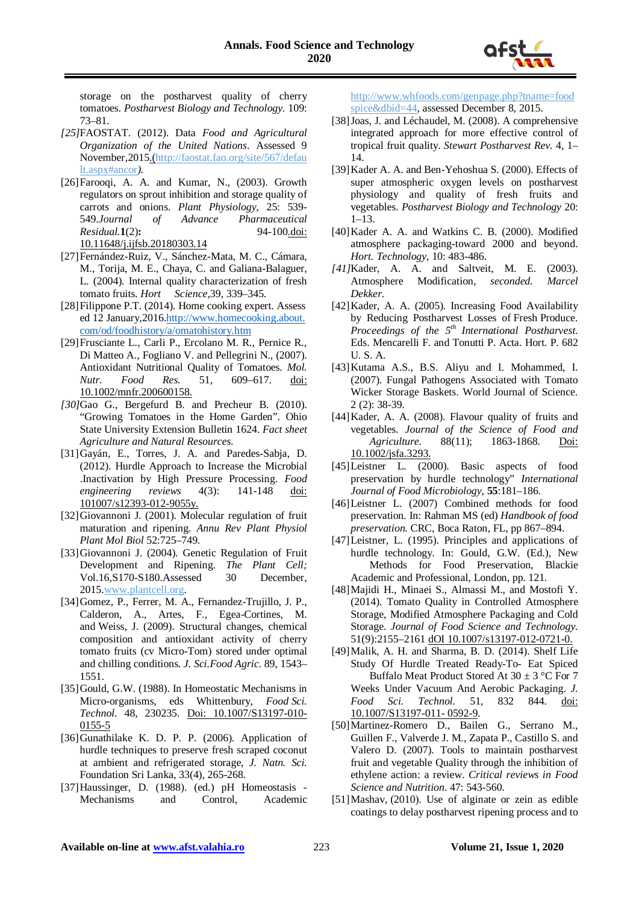storage on the postharvest quality of cherry tomatoes. *Postharvest Biology and Technology*. 109: 73–81.

*[25]*FAOSTAT. (2012). Data *Food and Agricultural Organization of the United Nations*. Assessed 9 November,2015.(http://faostat.fao.org/site/567/default.aspx#ancor*)*.

[26] Farooqi, A. A. and Kumar, N., (2003). Growth regulators on sprout inhibition and storage quality of carrots and onions. *Plant Physiology*, 25: 539-549.*Journal of Advance Pharmaceutical Residual.***1**(2)**:** 94-100.doi: 10.11648/j.ijfsb.20180303.14

[27] Fernández-Ruiz, V., Sánchez-Mata, M. C., Cámara, M., Torija, M. E., Chaya, C. and Galiana-Balaguer, L. (2004). Internal quality characterization of fresh tomato fruits. *Hort Science*,39, 339–345.

[28] Filippone P.T. (2014). Home cooking expert. Assessed 12 January,2016.http://www.homecooking.about.com/od/foodhistory/a/omatohistory.htm

[29] Frusciante L., Carli P., Ercolano M. R., Pernice R., Di Matteo A., Fogliano V. and Pellegrini N., (2007). Antioxidant Nutritional Quality of Tomatoes. *Mol. Nutr. Food Res.* 51, 609–617. doi: 10.1002/mnfr.200600158.

*[30]*Gao G., Bergefurd B. and Precheur B. (2010). "Growing Tomatoes in the Home Garden". Ohio State University Extension Bulletin 1624. *Fact sheet Agriculture and Natural Resources.*

[31] Gayán, E., Torres, J. A. and Paredes-Sabja, D. (2012). Hurdle Approach to Increase the Microbial .Inactivation by High Pressure Processing. *Food engineering reviews* 4(3): 141-148 doi: 101007/s12393-012-9055y.

[32] Giovannoni J. (2001). Molecular regulation of fruit maturation and ripening. *Annu Rev Plant Physiol Plant Mol Biol* 52:725–749.

[33] Giovannoni J. (2004). Genetic Regulation of Fruit Development and Ripening. *The Plant Cell;* Vol.16,S170-S180.Assessed 30 December, 2015.www.plantcell.org.

[34] Gomez, P., Ferrer, M. A., Fernandez-Trujillo, J. P., Calderon, A., Artes, F., Egea-Cortines, M. and Weiss, J. (2009). Structural changes, chemical composition and antioxidant activity of cherry tomato fruits (cv Micro-Tom) stored under optimal and chilling conditions. *J. Sci.Food Agric*. 89, 1543–1551.

[35] Gould, G.W. (1988). In Homeostatic Mechanisms in Micro-organisms, eds Whittenbury, *Food Sci. Technol*. 48, 230235. Doi: 10.1007/S13197-010-0155-5

[36] Gunathilake K. D. P. P. (2006). Application of hurdle techniques to preserve fresh scraped coconut at ambient and refrigerated storage, *J. Natn. Sci.* Foundation Sri Lanka, 33(4), 265-268.

[37] Haussinger, D. (1988). (ed.) pH Homeostasis - Mechanisms and Control, Academic http://www.whfoods.com/genpage.php?tname=foodspice&dbid=44, assessed December 8, 2015.

[38] Joas, J. and Léchaudel, M. (2008). A comprehensive integrated approach for more effective control of tropical fruit quality. *Stewart Postharvest Rev.* 4, 1–14.

[39] Kader A. A. and Ben-Yehoshua S. (2000). Effects of super atmospheric oxygen levels on postharvest physiology and quality of fresh fruits and vegetables. *Postharvest Biology and Technology* 20: 1–13.

[40] Kader A. A. and Watkins C. B. (2000). Modified atmosphere packaging-toward 2000 and beyond. *Hort. Technology*, 10: 483-486.

*[41]*Kader, A. A. and Saltveit, M. E. (2003). Atmosphere Modification, *seconded. Marcel Dekker.*

[42] Kader, A. A. (2005). Increasing Food Availability by Reducing Postharvest Losses of Fresh Produce. *Proceedings of the 5th International Postharvest.* Eds. Mencarelli F. and Tonutti P. Acta. Hort. P. 682 U. S. A.

[43] Kutama A.S., B.S. Aliyu and I. Mohammed, I. (2007). Fungal Pathogens Associated with Tomato Wicker Storage Baskets. World Journal of Science. 2 (2): 38-39.

[44] Kader, A. A. (2008). Flavour quality of fruits and vegetables. *Journal of the Science of Food and Agriculture*. 88(11); 1863-1868. Doi: 10.1002/jsfa.3293.

[45] Leistner L. (2000). Basic aspects of food preservation by hurdle technology" *International Journal of Food Microbiology*, **55**:181–186.

[46] Leistner L (2007) Combined methods for food preservation. In: Rahman MS (ed) *Handbook of food preservation.* CRC, Boca Raton, FL, pp 867–894.

[47] Leistner, L. (1995). Principles and applications of hurdle technology. In: Gould, G.W. (Ed.), New Methods for Food Preservation, Blackie Academic and Professional, London, pp. 121.

[48] Majidi H., Minaei S., Almassi M., and Mostofi Y. (2014). Tomato Quality in Controlled Atmosphere Storage, Modified Atmosphere Packaging and Cold Storage. *Journal of Food Science and Technology.* 51(9):2155–2161 dOI 10.1007/s13197-012-0721-0.

[49] Malik, A. H. and Sharma, B. D. (2014). Shelf Life Study Of Hurdle Treated Ready-To- Eat Spiced Buffalo Meat Product Stored At 30 ± 3 °C For 7 Weeks Under Vacuum And Aerobic Packaging. *J. Food Sci. Technol*. 51, 832 844. doi: 10.1007/S13197-011- 0592-9.

[50] Martinez-Romero D., Bailen G., Serrano M., Guillen F., Valverde J. M., Zapata P., Castillo S. and Valero D. (2007). Tools to maintain postharvest fruit and vegetable Quality through the inhibition of ethylene action: a review. *Critical reviews in Food Science and Nutrition*. 47: 543-560.

[51] Mashav, (2010). Use of alginate or zein as edible coatings to delay postharvest ripening process and to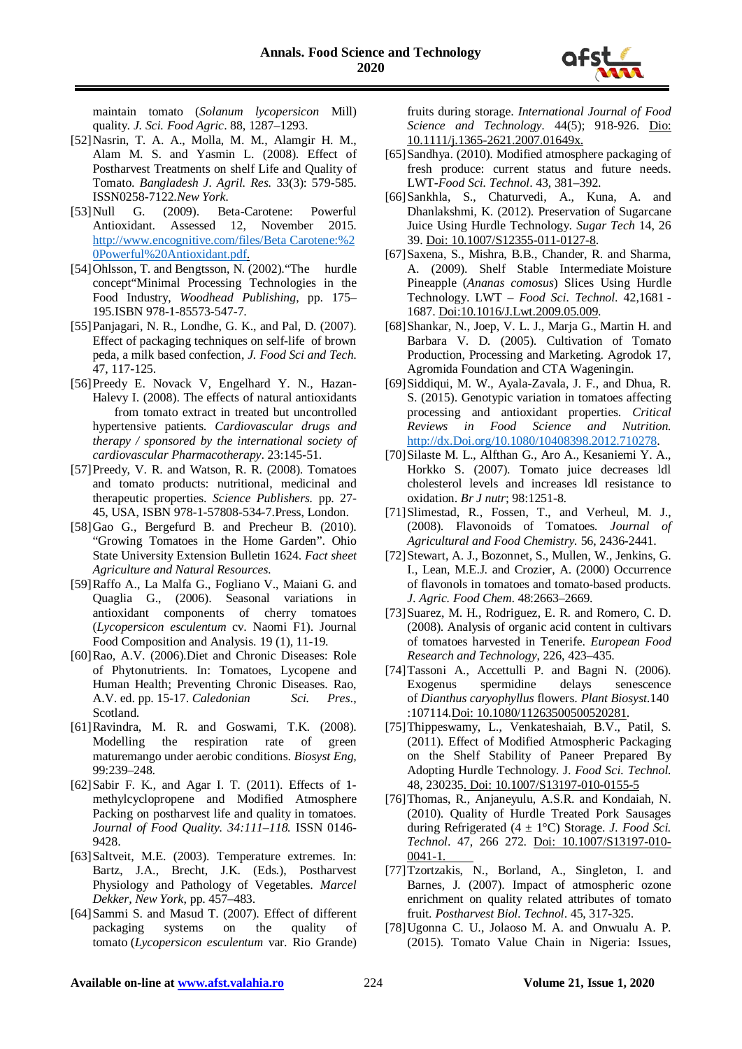maintain tomato (*Solanum lycopersicon* Mill) quality. *J. Sci. Food Agric*. 88, 1287–1293.

[52] Nasrin, T. A. A., Molla, M. M., Alamgir H. M., Alam M. S. and Yasmin L. (2008). Effect of Postharvest Treatments on shelf Life and Quality of Tomato. *Bangladesh J. Agril. Res.* 33(3): 579-585. ISSN0258-7122.*New York*.

[53] Null G. (2009). Beta-Carotene: Powerful Antioxidant. Assessed 12, November 2015. http://www.encognitive.com/files/Beta Carotene:%20Powerful%20Antioxidant.pdf.

[54] Ohlsson, T. and Bengtsson, N. (2002)."The hurdle concept"Minimal Processing Technologies in the Food Industry, *Woodhead Publishing*, pp. 175–195.ISBN 978-1-85573-547-7.

[55] Panjagari, N. R., Londhe, G. K., and Pal, D. (2007). Effect of packaging techniques on self-life of brown peda, a milk based confection, *J. Food Sci and Tech.* 47, 117-125.

[56] Preedy E. Novack V, Engelhard Y. N., Hazan-Halevy I. (2008). The effects of natural antioxidants from tomato extract in treated but uncontrolled hypertensive patients. *Cardiovascular drugs and therapy / sponsored by the international society of cardiovascular Pharmacotherapy*. 23:145-51.

[57] Preedy, V. R. and Watson, R. R. (2008). Tomatoes and tomato products: nutritional, medicinal and therapeutic properties. *Science Publishers.* pp. 27-45, USA, ISBN 978-1-57808-534-7.Press, London.

[58] Gao G., Bergefurd B. and Precheur B. (2010). "Growing Tomatoes in the Home Garden". Ohio State University Extension Bulletin 1624. *Fact sheet Agriculture and Natural Resources.*

[59] Raffo A., La Malfa G., Fogliano V., Maiani G. and Quaglia G., (2006). Seasonal variations in antioxidant components of cherry tomatoes (*Lycopersicon esculentum* cv. Naomi F1). Journal Food Composition and Analysis. 19 (1), 11-19.

[60] Rao, A.V. (2006).Diet and Chronic Diseases: Role of Phytonutrients. In: Tomatoes, Lycopene and Human Health; Preventing Chronic Diseases. Rao, A.V. ed. pp. 15-17. *Caledonian Sci. Pres*., Scotland.

[61] Ravindra, M. R. and Goswami, T.K. (2008). Modelling the respiration rate of green maturemango under aerobic conditions. *Biosyst Eng,* 99:239–248.

[62] Sabir F. K., and Agar I. T. (2011). Effects of 1-methylcyclopropene and Modified Atmosphere Packing on postharvest life and quality in tomatoes. *Journal of Food Quality. 34:111–118.* ISSN 0146-9428.

[63] Saltveit, M.E. (2003). Temperature extremes. In: Bartz, J.A., Brecht, J.K. (Eds.), Postharvest Physiology and Pathology of Vegetables. *Marcel Dekker, New York*, pp. 457–483.

[64] Sammi S. and Masud T. (2007). Effect of different packaging systems on the quality of tomato (*Lycopersicon esculentum* var. Rio Grande) fruits during storage. *International Journal of Food Science and Technology*. 44(5); 918-926. Dio: 10.1111/j.1365-2621.2007.01649x.

[65] Sandhya. (2010). Modified atmosphere packaging of fresh produce: current status and future needs. LWT-*Food Sci. Technol*. 43, 381–392.

[66] Sankhla, S., Chaturvedi, A., Kuna, A. and Dhanlakshmi, K. (2012). Preservation of Sugarcane Juice Using Hurdle Technology. *Sugar Tech* 14, 26 39. Doi: 10.1007/S12355-011-0127-8.

[67] Saxena, S., Mishra, B.B., Chander, R. and Sharma, A. (2009). Shelf Stable Intermediate Moisture Pineapple (*Ananas comosus*) Slices Using Hurdle Technology. LWT – *Food Sci. Technol.* 42,1681 - 1687. Doi:10.1016/J.Lwt.2009.05.009.

[68] Shankar, N., Joep, V. L. J., Marja G., Martin H. and Barbara V. D. (2005). Cultivation of Tomato Production, Processing and Marketing. Agrodok 17, Agromida Foundation and CTA Wageningin.

[69] Siddiqui, M. W., Ayala-Zavala, J. F., and Dhua, R. S. (2015). Genotypic variation in tomatoes affecting processing and antioxidant properties. *Critical Reviews in Food Science and Nutrition.* http://dx.Doi.org/10.1080/10408398.2012.710278.

[70] Silaste M. L., Alfthan G., Aro A., Kesaniemi Y. A., Horkko S. (2007). Tomato juice decreases ldl cholesterol levels and increases ldl resistance to oxidation. *Br J nutr*; 98:1251-8.

[71] Slimestad, R., Fossen, T., and Verheul, M. J., (2008). Flavonoids of Tomatoes. *Journal of Agricultural and Food Chemistry.* 56, 2436-2441.

[72] Stewart, A. J., Bozonnet, S., Mullen, W., Jenkins, G. I., Lean, M.E.J. and Crozier, A. (2000) Occurrence of flavonols in tomatoes and tomato-based products. *J. Agric. Food Chem*. 48:2663–2669.

[73] Suarez, M. H., Rodriguez, E. R. and Romero, C. D. (2008). Analysis of organic acid content in cultivars of tomatoes harvested in Tenerife. *European Food Research and Technology*, 226, 423–435.

[74] Tassoni A., Accettulli P. and Bagni N. (2006). Exogenus spermidine delays senescence of *Dianthus caryophyllus* flowers. *Plant Biosyst.*140 :107114.Doi: 10.1080/11263500500520281.

[75] Thippeswamy, L., Venkateshaiah, B.V., Patil, S. (2011). Effect of Modified Atmospheric Packaging on the Shelf Stability of Paneer Prepared By Adopting Hurdle Technology. J. *Food Sci. Technol.* 48, 230235. Doi: 10.1007/S13197-010-0155-5

[76] Thomas, R., Anjaneyulu, A.S.R. and Kondaiah, N. (2010). Quality of Hurdle Treated Pork Sausages during Refrigerated (4 ± 1°C) Storage. *J. Food Sci. Technol*. 47, 266 272. Doi: 10.1007/S13197-010-0041-1.

[77] Tzortzakis, N., Borland, A., Singleton, I. and Barnes, J. (2007). Impact of atmospheric ozone enrichment on quality related attributes of tomato fruit. *Postharvest Biol. Technol*. 45, 317-325.

[78] Ugonna C. U., Jolaoso M. A. and Onwualu A. P. (2015). Tomato Value Chain in Nigeria: Issues,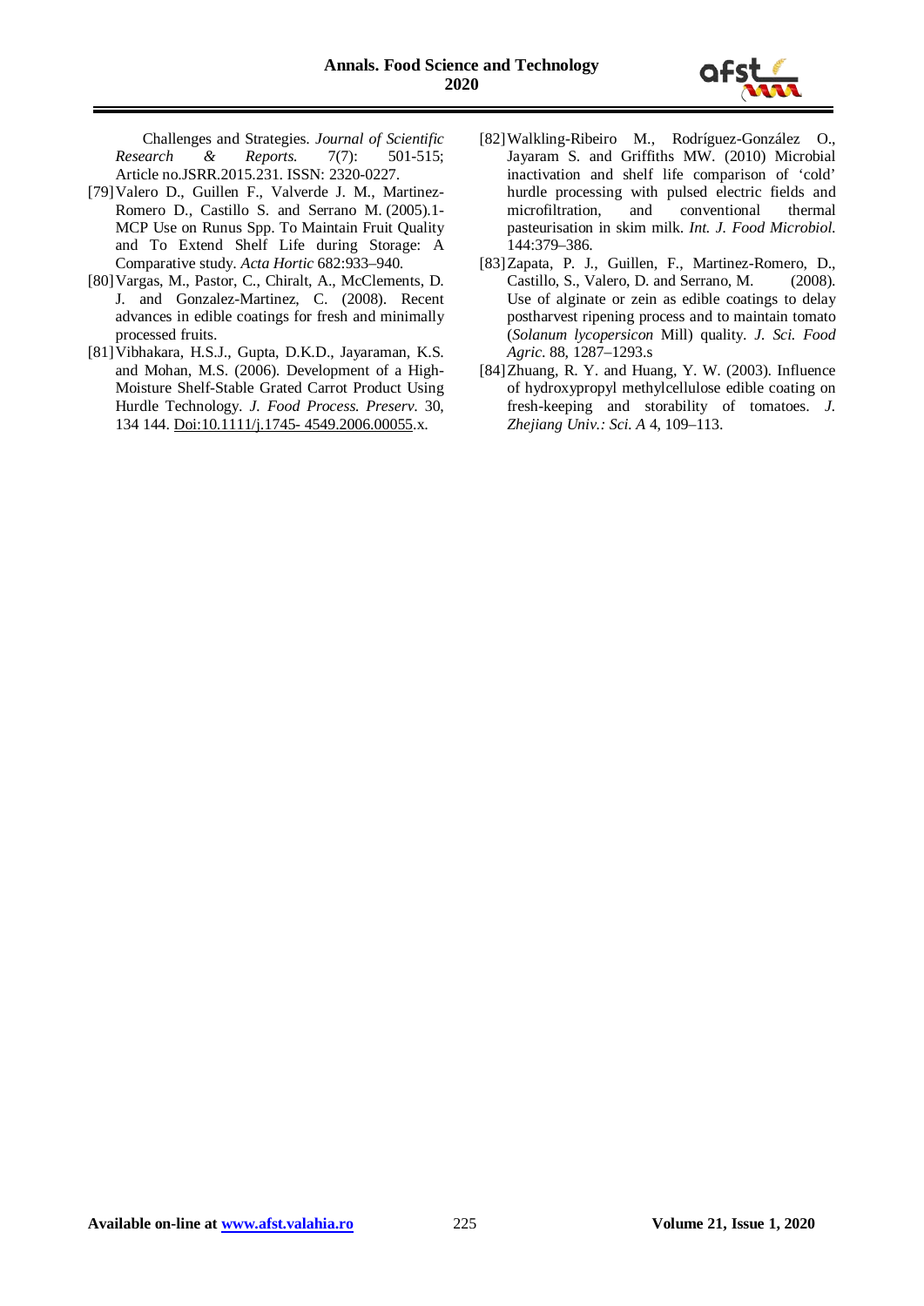Challenges and Strategies. *Journal of Scientific Research & Reports.* 7(7): 501-515; Article no.JSRR.2015.231. ISSN: 2320-0227.

[79] Valero D., Guillen F., Valverde J. M., Martinez-Romero D., Castillo S. and Serrano M. (2005).1-MCP Use on Runus Spp. To Maintain Fruit Quality and To Extend Shelf Life during Storage: A Comparative study. *Acta Hortic* 682:933–940.

[80] Vargas, M., Pastor, C., Chiralt, A., McClements, D. J. and Gonzalez-Martinez, C. (2008). Recent advances in edible coatings for fresh and minimally processed fruits.

[81] Vibhakara, H.S.J., Gupta, D.K.D., Jayaraman, K.S. and Mohan, M.S. (2006). Development of a High-Moisture Shelf-Stable Grated Carrot Product Using Hurdle Technology. *J. Food Process. Preserv.* 30, 134 144. Doi:10.1111/j.1745- 4549.2006.00055.x.

[82] Walkling-Ribeiro M., Rodríguez-González O., Jayaram S. and Griffiths MW. (2010) Microbial inactivation and shelf life comparison of 'cold' hurdle processing with pulsed electric fields and microfiltration, and conventional thermal pasteurisation in skim milk. *Int. J. Food Microbiol.* 144:379–386.

[83] Zapata, P. J., Guillen, F., Martinez-Romero, D., Castillo, S., Valero, D. and Serrano, M. (2008). Use of alginate or zein as edible coatings to delay postharvest ripening process and to maintain tomato (*Solanum lycopersicon* Mill) quality. *J. Sci. Food Agric.* 88, 1287–1293.s

[84] Zhuang, R. Y. and Huang, Y. W. (2003). Influence of hydroxypropyl methylcellulose edible coating on fresh-keeping and storability of tomatoes. *J. Zhejiang Univ.: Sci. A* 4, 109–113.